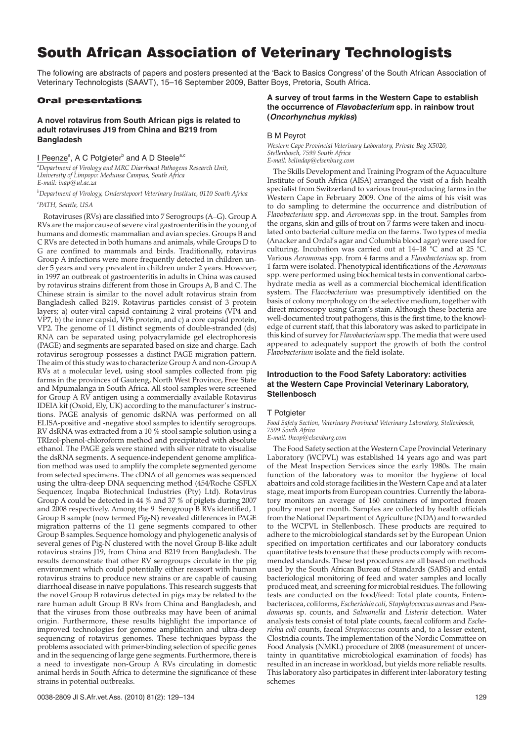# South African Association of Veterinary Technologists

The following are abstracts of papers and posters presented at the 'Back to Basics Congress' of the South African Association of Veterinary Technologists (SAAVT), 15–16 September 2009, Batter Boys, Pretoria, South Africa.

## Oral presentations

### A novel rotavirus from South African pigs is related to adult rotaviruses J19 from China and B219 from Bangladesh

I Peenze[a], A C Potgieter[b] and A D Steele[a,c]

[a]*Department of Virology and MRC Diarrhoeal Pathogens Research Unit, University of Limpopo: Medunsa Campus, South Africa*
*E-mail: inap@ul.ac.za*

[b]*Department of Virology, Onderstepoort Veterinary Institute, 0110 South Africa*

[c]*PATH, Seattle, USA*

Rotaviruses (RVs) are classified into 7 Serogroups (A–G). Group A RVs are the major cause of severe viral gastroenteritis in the young of humans and domestic mammalian and avian species. Groups B and C RVs are detected in both humans and animals, while Groups D to G are confined to mammals and birds. Traditionally, rotavirus Group A infections were more frequently detected in children under 5 years and very prevalent in children under 2 years. However, in 1997 an outbreak of gastroenteritis in adults in China was caused by rotavirus strains different from those in Groups A, B and C. The Chinese strain is similar to the novel adult rotavirus strain from Bangladesh called B219. Rotavirus particles consist of 3 protein layers; a) outer-viral capsid containing 2 viral proteins (VP4 and VP7, b) the inner capsid, VP6 protein, and c) a core capsid protein, VP2. The genome of 11 distinct segments of double-stranded (ds) RNA can be separated using polyacrylamide gel electrophoresis (PAGE) and segments are separated based on size and charge. Each rotavirus serogroup possesses a distinct PAGE migration pattern. The aim of this study was to characterize Group A and non-Group A RVs at a molecular level, using stool samples collected from pig farms in the provinces of Gauteng, North West Province, Free State and Mpumalanga in South Africa. All stool samples were screened for Group A RV antigen using a commercially available Rotavirus IDEIA kit (Oxoid, Ely, UK) according to the manufacturer's instructions. PAGE analysis of genomic dsRNA was performed on all ELISA-positive and -negative stool samples to identify serogroups. RV dsRNA was extracted from a 10 % stool sample solution using a TRIzol-phenol-chloroform method and precipitated with absolute ethanol. The PAGE gels were stained with silver nitrate to visualise the dsRNA segments. A sequence-independent genome amplification method was used to amplify the complete segmented genome from selected specimens. The cDNA of all genomes was sequenced using the ultra-deep DNA sequencing method (454/Roche GSFLX Sequencer, Inqaba Biotechnical Industries (Pty) Ltd). Rotavirus Group A could be detected in 44 % and 37 % of piglets during 2007 and 2008 respectively. Among the 9 Serogroup B RVs identified, 1 Group B sample (now termed Pig-N) revealed differences in PAGE migration patterns of the 11 gene segments compared to other Group B samples. Sequence homology and phylogenetic analysis of several genes of Pig-N clustered with the novel Group B-like adult rotavirus strains J19, from China and B219 from Bangladesh. The results demonstrate that other RV serogroups circulate in the pig environment which could potentially either reassort with human rotavirus strains to produce new strains or are capable of causing diarrhoeal disease in naïve populations. This research suggests that the novel Group B rotavirus detected in pigs may be related to the rare human adult Group B RVs from China and Bangladesh, and that the viruses from those outbreaks may have been of animal origin. Furthermore, these results highlight the importance of improved technologies for genome amplification and ultra-deep sequencing of rotavirus genomes. These techniques bypass the problems associated with primer-binding selection of specific genes and in the sequencing of large gene segments. Furthermore, there is a need to investigate non-Group A RVs circulating in domestic animal herds in South Africa to determine the significance of these strains in potential outbreaks.

### A survey of trout farms in the Western Cape to establish the occurrence of *Flavobacterium* spp. in rainbow trout (*Oncorhynchus mykiss*)

B M Peyrot

*Western Cape Provincial Veterinary Laboratory, Private Bag X5020, Stellenbosch, 7599 South Africa*
*E-mail: belindap@elsenburg.com*

The Skills Development and Training Program of the Aquaculture Institute of South Africa (AISA) arranged the visit of a fish health specialist from Switzerland to various trout-producing farms in the Western Cape in February 2009. One of the aims of his visit was to do sampling to determine the occurrence and distribution of *Flavobacterium* spp. and *Aeromonas* spp. in the trout. Samples from the organs, skin and gills of trout on 7 farms were taken and inoculated onto bacterial culture media on the farms. Two types of media (Anacker and Ordal's agar and Columbia blood agar) were used for culturing. Incubation was carried out at 14–18 °C and at 25 °C. Various *Aeromonas* spp. from 4 farms and a *Flavobacterium* sp. from 1 farm were isolated. Phenotypical identifications of the *Aeromonas* spp. were performed using biochemical tests in conventional carbohydrate media as well as a commercial biochemical identification system. The *Flavobacterium* was presumptively identified on the basis of colony morphology on the selective medium, together with direct microscopy using Gram's stain. Although these bacteria are well-documented trout pathogens, this is the first time, to the knowledge of current staff, that this laboratory was asked to participate in this kind of survey for *Flavobacterium* spp. The media that were used appeared to adequately support the growth of both the control *Flavobacterium* isolate and the field isolate.

### Introduction to the Food Safety Laboratory: activities at the Western Cape Provincial Veterinary Laboratory, Stellenbosch

T Potgieter

*Food Safety Section, Veterinary Provincial Veterinary Laboratory, Stellenbosch, 7599 South Africa*
*E-mail: theop@elsenburg.com*

The Food Safety section at the Western Cape Provincial Veterinary Laboratory (WCPVL) was established 14 years ago and was part of the Meat Inspection Services since the early 1980s. The main function of the laboratory was to monitor the hygiene of local abattoirs and cold storage facilities in the Western Cape and at a later stage, meat imports from European countries. Currently the laboratory monitors an average of 160 containers of imported frozen poultry meat per month. Samples are collected by health officials from the National Department of Agriculture (NDA) and forwarded to the WCPVL in Stellenbosch. These products are required to adhere to the microbiological standards set by the European Union specified on importation certificates and our laboratory conducts quantitative tests to ensure that these products comply with recommended standards. These test procedures are all based on methods used by the South African Bureau of Standards (SABS) and entail bacteriological monitoring of feed and water samples and locally produced meat, and screening for microbial residues. The following tests are conducted on the food/feed: Total plate counts, Enterobacteriacea, coliforms, *Escherichia coli*, *Staphylococcus aureus* and *Pseudomonas* sp. counts, and *Salmonella* and *Listeria* detection. Water analysis tests consist of total plate counts, faecal coliform and *Escherichia coli* counts, faecal *Streptococcus* counts and, to a lesser extent, Clostridia counts. The implementation of the Nordic Committee on Food Analysis (NMKL) procedure of 2008 (measurement of uncertainty in quantitative microbiological examination of foods) has resulted in an increase in workload, but yields more reliable results. This laboratory also participates in different inter-laboratory testing schemes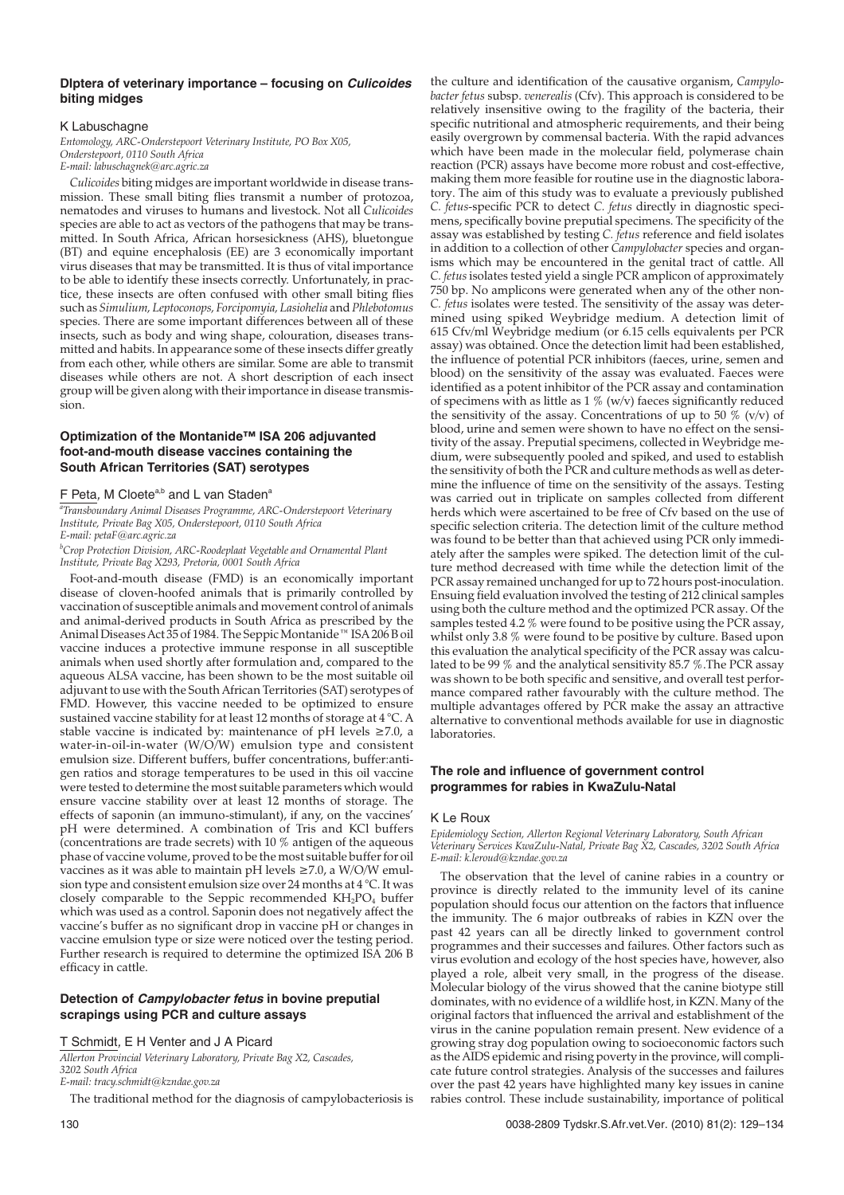### DIptera of veterinary importance – focusing on *Culicoides* biting midges

K Labuschagne

*Entomology, ARC-Onderstepoort Veterinary Institute, PO Box X05, Onderstepoort, 0110 South Africa*
*E-mail: labuschagnek@arc.agric.za*

*Culicoides* biting midges are important worldwide in disease transmission. These small biting flies transmit a number of protozoa, nematodes and viruses to humans and livestock. Not all *Culicoides* species are able to act as vectors of the pathogens that may be transmitted. In South Africa, African horsesickness (AHS), bluetongue (BT) and equine encephalosis (EE) are 3 economically important virus diseases that may be transmitted. It is thus of vital importance to be able to identify these insects correctly. Unfortunately, in practice, these insects are often confused with other small biting flies such as *Simulium, Leptoconops, Forcipomyia, Lasiohelia* and *Phlebotomus* species. There are some important differences between all of these insects, such as body and wing shape, colouration, diseases transmitted and habits. In appearance some of these insects differ greatly from each other, while others are similar. Some are able to transmit diseases while others are not. A short description of each insect group will be given along with their importance in disease transmission.

### Optimization of the Montanide™ ISA 206 adjuvanted foot-and-mouth disease vaccines containing the South African Territories (SAT) serotypes

F Peta, M Cloete[a,b] and L van Staden[a]

[a]*Transboundary Animal Diseases Programme, ARC-Onderstepoort Veterinary Institute, Private Bag X05, Onderstepoort, 0110 South Africa*
*E-mail: petaF@arc.agric.za*

[b]*Crop Protection Division, ARC-Roodeplaat Vegetable and Ornamental Plant Institute, Private Bag X293, Pretoria, 0001 South Africa*

Foot-and-mouth disease (FMD) is an economically important disease of cloven-hoofed animals that is primarily controlled by vaccination of susceptible animals and movement control of animals and animal-derived products in South Africa as prescribed by the Animal Diseases Act 35 of 1984. The Seppic Montanide™ ISA 206 B oil vaccine induces a protective immune response in all susceptible animals when used shortly after formulation and, compared to the aqueous ALSA vaccine, has been shown to be the most suitable oil adjuvant to use with the South African Territories (SAT) serotypes of FMD. However, this vaccine needed to be optimized to ensure sustained vaccine stability for at least 12 months of storage at 4 °C. A stable vaccine is indicated by: maintenance of pH levels ≥7.0, a water-in-oil-in-water (W/O/W) emulsion type and consistent emulsion size. Different buffers, buffer concentrations, buffer:antigen ratios and storage temperatures to be used in this oil vaccine were tested to determine the most suitable parameters which would ensure vaccine stability over at least 12 months of storage. The effects of saponin (an immuno-stimulant), if any, on the vaccines' pH were determined. A combination of Tris and KCl buffers (concentrations are trade secrets) with 10 % antigen of the aqueous phase of vaccine volume, proved to be the most suitable buffer for oil vaccines as it was able to maintain pH levels ≥7.0, a W/O/W emulsion type and consistent emulsion size over 24 months at 4 °C. It was closely comparable to the Seppic recommended $KH_2PO_4$ buffer which was used as a control. Saponin does not negatively affect the vaccine's buffer as no significant drop in vaccine pH or changes in vaccine emulsion type or size were noticed over the testing period. Further research is required to determine the optimized ISA 206 B efficacy in cattle.

### Detection of *Campylobacter fetus* in bovine preputial scrapings using PCR and culture assays

T Schmidt, E H Venter and J A Picard

*Allerton Provincial Veterinary Laboratory, Private Bag X2, Cascades, 3202 South Africa*
*E-mail: tracy.schmidt@kzndae.gov.za*

The traditional method for the diagnosis of campylobacteriosis is the culture and identification of the causative organism, *Campylobacter fetus* subsp. *venerealis* (Cfv). This approach is considered to be relatively insensitive owing to the fragility of the bacteria, their specific nutritional and atmospheric requirements, and their being easily overgrown by commensal bacteria. With the rapid advances which have been made in the molecular field, polymerase chain reaction (PCR) assays have become more robust and cost-effective, making them more feasible for routine use in the diagnostic laboratory. The aim of this study was to evaluate a previously published *C. fetus*-specific PCR to detect *C. fetus* directly in diagnostic specimens, specifically bovine preputial specimens. The specificity of the assay was established by testing *C. fetus* reference and field isolates in addition to a collection of other *Campylobacter* species and organisms which may be encountered in the genital tract of cattle. All *C. fetus* isolates tested yield a single PCR amplicon of approximately 750 bp. No amplicons were generated when any of the other non-*C. fetus* isolates were tested. The sensitivity of the assay was determined using spiked Weybridge medium. A detection limit of 615 Cfv/ml Weybridge medium (or 6.15 cells equivalents per PCR assay) was obtained. Once the detection limit had been established, the influence of potential PCR inhibitors (faeces, urine, semen and blood) on the sensitivity of the assay was evaluated. Faeces were identified as a potent inhibitor of the PCR assay and contamination of specimens with as little as 1 % (w/v) faeces significantly reduced the sensitivity of the assay. Concentrations of up to 50 % (v/v) of blood, urine and semen were shown to have no effect on the sensitivity of the assay. Preputial specimens, collected in Weybridge medium, were subsequently pooled and spiked, and used to establish the sensitivity of both the PCR and culture methods as well as determine the influence of time on the sensitivity of the assays. Testing was carried out in triplicate on samples collected from different herds which were ascertained to be free of Cfv based on the use of specific selection criteria. The detection limit of the culture method was found to be better than that achieved using PCR only immediately after the samples were spiked. The detection limit of the culture method decreased with time while the detection limit of the PCR assay remained unchanged for up to 72 hours post-inoculation. Ensuing field evaluation involved the testing of 212 clinical samples using both the culture method and the optimized PCR assay. Of the samples tested 4.2 % were found to be positive using the PCR assay, whilst only 3.8 % were found to be positive by culture. Based upon this evaluation the analytical specificity of the PCR assay was calculated to be 99 % and the analytical sensitivity 85.7 %. The PCR assay was shown to be both specific and sensitive, and overall test performance compared rather favourably with the culture method. The multiple advantages offered by PCR make the assay an attractive alternative to conventional methods available for use in diagnostic laboratories.

### The role and influence of government control programmes for rabies in KwaZulu-Natal

K Le Roux

*Epidemiology Section, Allerton Regional Veterinary Laboratory, South African Veterinary Services KwaZulu-Natal, Private Bag X2, Cascades, 3202 South Africa*
*E-mail: k.leroud@kzndae.gov.za*

The observation that the level of canine rabies in a country or province is directly related to the immunity level of its canine population should focus our attention on the factors that influence the immunity. The 6 major outbreaks of rabies in KZN over the past 42 years can all be directly linked to government control programmes and their successes and failures. Other factors such as virus evolution and ecology of the host species have, however, also played a role, albeit very small, in the progress of the disease. Molecular biology of the virus showed that the canine biotype still dominates, with no evidence of a wildlife host, in KZN. Many of the original factors that influenced the arrival and establishment of the virus in the canine population remain present. New evidence of a growing stray dog population owing to socioeconomic factors such as the AIDS epidemic and rising poverty in the province, will complicate future control strategies. Analysis of the successes and failures over the past 42 years have highlighted many key issues in canine rabies control. These include sustainability, importance of political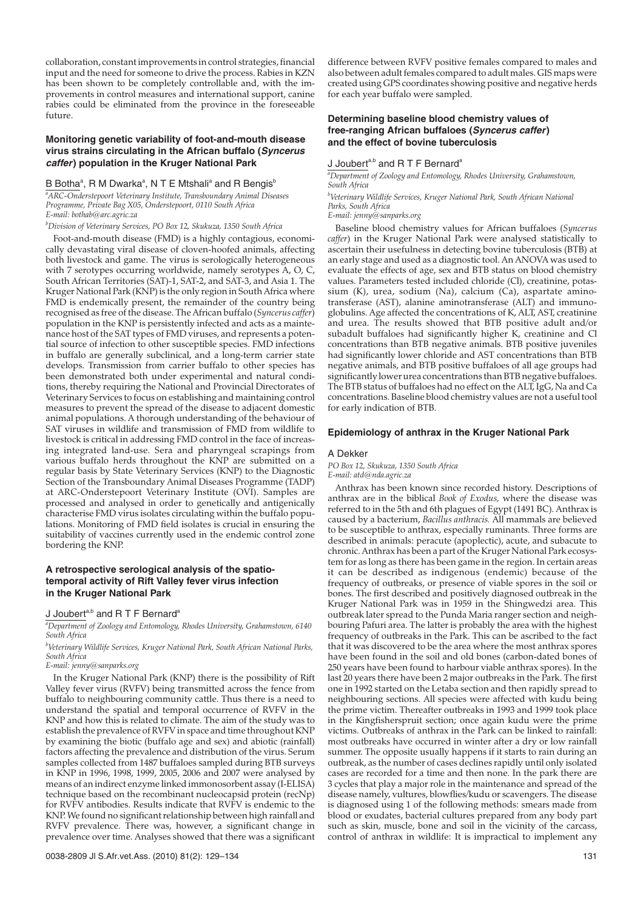collaboration, constant improvements in control strategies, financial input and the need for someone to drive the process. Rabies in KZN has been shown to be completely controllable and, with the improvements in control measures and international support, canine rabies could be eliminated from the province in the foreseeable future.

### Monitoring genetic variability of foot-and-mouth disease virus strains circulating in the African buffalo (*Syncerus caffer*) population in the Kruger National Park

B Botha[a], R M Dwarka[a], N T E Mtshali[a] and R Bengis[b]

[a]ARC-Onderstepoort Veterinary Institute, Transboundary Animal Diseases Programme, Private Bag X05, Onderstepoort, 0110 South Africa
E-mail: bothab@arc.agric.za

[b]Division of Veterinary Services, PO Box 12, Skukuza, 1350 South Africa

Foot-and-mouth disease (FMD) is a highly contagious, economically devastating viral disease of cloven-hoofed animals, affecting both livestock and game. The virus is serologically heterogeneous with 7 serotypes occurring worldwide, namely serotypes A, O, C, South African Territories (SAT)-1, SAT-2, and SAT-3, and Asia 1. The Kruger National Park (KNP) is the only region in South Africa where FMD is endemically present, the remainder of the country being recognised as free of the disease. The African buffalo (*Syncerus caffer*) population in the KNP is persistently infected and acts as a maintenance host of the SAT types of FMD viruses, and represents a potential source of infection to other susceptible species. FMD infections in buffalo are generally subclinical, and a long-term carrier state develops. Transmission from carrier buffalo to other species has been demonstrated both under experimental and natural conditions, thereby requiring the National and Provincial Directorates of Veterinary Services to focus on establishing and maintaining control measures to prevent the spread of the disease to adjacent domestic animal populations. A thorough understanding of the behaviour of SAT viruses in wildlife and transmission of FMD from wildlife to livestock is critical in addressing FMD control in the face of increasing integrated land-use. Sera and pharyngeal scrapings from various buffalo herds throughout the KNP are submitted on a regular basis by State Veterinary Services (KNP) to the Diagnostic Section of the Transboundary Animal Diseases Programme (TADP) at ARC-Onderstepoort Veterinary Institute (OVI). Samples are processed and analysed in order to genetically and antigenically characterise FMD virus isolates circulating within the buffalo populations. Monitoring of FMD field isolates is crucial in ensuring the suitability of vaccines currently used in the endemic control zone bordering the KNP.

### A retrospective serological analysis of the spatio-temporal activity of Rift Valley fever virus infection in the Kruger National Park

J Joubert[a,b] and R T F Bernard[a]

[a]Department of Zoology and Entomology, Rhodes University, Grahamstown, 6140 South Africa

[b]Veterinary Wildlife Services, Kruger National Park, South African National Parks, South Africa
E-mail: jenny@sanparks.org

In the Kruger National Park (KNP) there is the possibility of Rift Valley fever virus (RVFV) being transmitted across the fence from buffalo to neighbouring community cattle. Thus there is a need to understand the spatial and temporal occurrence of RVFV in the KNP and how this is related to climate. The aim of the study was to establish the prevalence of RVFV in space and time throughout KNP by examining the biotic (buffalo age and sex) and abiotic (rainfall) factors affecting the prevalence and distribution of the virus. Serum samples collected from 1487 buffaloes sampled during BTB surveys in KNP in 1996, 1998, 1999, 2005, 2006 and 2007 were analysed by means of an indirect enzyme linked immonosorbent assay (I-ELISA) technique based on the recombinant nucleocapsid protein (recNp) for RVFV antibodies. Results indicate that RVFV is endemic to the KNP. We found no significant relationship between high rainfall and RVFV prevalence. There was, however, a significant change in prevalence over time. Analyses showed that there was a significant difference between RVFV positive females compared to males and also between adult females compared to adult males. GIS maps were created using GPS coordinates showing positive and negative herds for each year buffalo were sampled.

### Determining baseline blood chemistry values of free-ranging African buffaloes (*Syncerus caffer*) and the effect of bovine tuberculosis

J Joubert[a,b] and R T F Bernard[a]

[a]Department of Zoology and Entomology, Rhodes University, Grahamstown, South Africa

[b]Veterinary Wildlife Services, Kruger National Park, South African National Parks, South Africa
E-mail: jenny@sanparks.org

Baseline blood chemistry values for African buffaloes (*Syncerus caffer*) in the Kruger National Park were analysed statistically to ascertain their usefulness in detecting bovine tuberculosis (BTB) at an early stage and used as a diagnostic tool. An ANOVA was used to evaluate the effects of age, sex and BTB status on blood chemistry values. Parameters tested included chloride (Cl), creatinine, potassium (K), urea, sodium (Na), calcium (Ca), aspartate aminotransferase (AST), alanine aminotransferase (ALT) and immunoglobulins. Age affected the concentrations of K, ALT, AST, creatinine and urea. The results showed that BTB positive adult and/or subadult buffaloes had significantly higher K, creatinine and Cl concentrations than BTB negative animals. BTB positive juveniles had significantly lower chloride and AST concentrations than BTB negative animals, and BTB positive buffaloes of all age groups had significantly lower urea concentrations than BTB negative buffaloes. The BTB status of buffaloes had no effect on the ALT, IgG, Na and Ca concentrations. Baseline blood chemistry values are not a useful tool for early indication of BTB.

### Epidemiology of anthrax in the Kruger National Park

A Dekker

*PO Box 12, Skukuza, 1350 South Africa*
*E-mail: atd@nda.agric.za*

Anthrax has been known since recorded history. Descriptions of anthrax are in the biblical *Book of Exodus*, where the disease was referred to in the 5th and 6th plagues of Egypt (1491 BC). Anthrax is caused by a bacterium, *Bacillus anthracis.* All mammals are believed to be susceptible to anthrax, especially ruminants. Three forms are described in animals: peracute (apoplectic), acute, and subacute to chronic. Anthrax has been a part of the Kruger National Park ecosystem for as long as there has been game in the region. In certain areas it can be described as indigenous (endemic) because of the frequency of outbreaks, or presence of viable spores in the soil or bones. The first described and positively diagnosed outbreak in the Kruger National Park was in 1959 in the Shingwedzi area. This outbreak later spread to the Punda Maria ranger section and neighbouring Pafuri area. The latter is probably the area with the highest frequency of outbreaks in the Park. This can be ascribed to the fact that it was discovered to be the area where the most anthrax spores have been found in the soil and old bones (carbon-dated bones of 250 years have been found to harbour viable anthrax spores). In the last 20 years there have been 2 major outbreaks in the Park. The first one in 1992 started on the Letaba section and then rapidly spread to neighbouring sections. All species were affected with kudu being the prime victim. Thereafter outbreaks in 1993 and 1999 took place in the Kingfisherspruit section; once again kudu were the prime victims. Outbreaks of anthrax in the Park can be linked to rainfall: most outbreaks have occurred in winter after a dry or low rainfall summer. The opposite usually happens if it starts to rain during an outbreak, as the number of cases declines rapidly until only isolated cases are recorded for a time and then none. In the park there are 3 cycles that play a major role in the maintenance and spread of the disease namely, vultures, blowflies/kudu or scavengers. The disease is diagnosed using 1 of the following methods: smears made from blood or exudates, bacterial cultures prepared from any body part such as skin, muscle, bone and soil in the vicinity of the carcass, control of anthrax in wildlife: It is impractical to implement any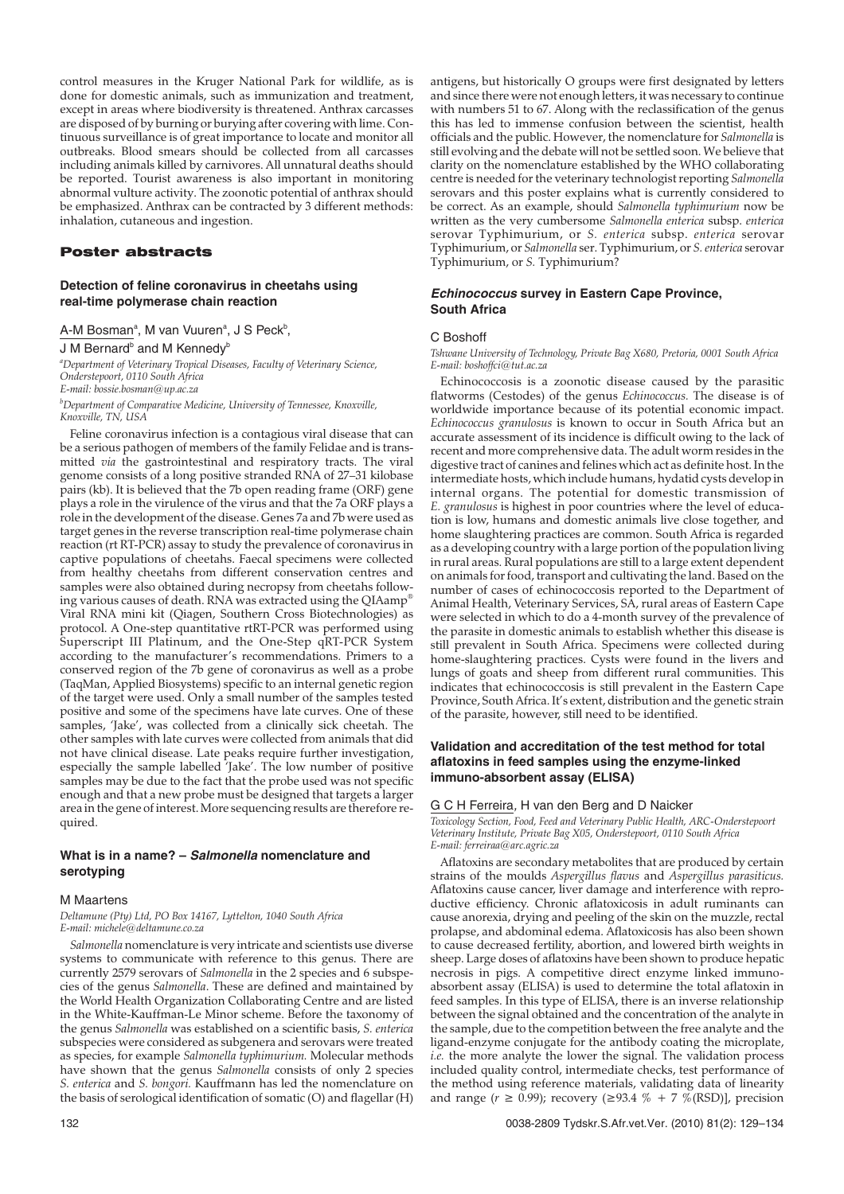control measures in the Kruger National Park for wildlife, as is done for domestic animals, such as immunization and treatment, except in areas where biodiversity is threatened. Anthrax carcasses are disposed of by burning or burying after covering with lime. Continuous surveillance is of great importance to locate and monitor all outbreaks. Blood smears should be collected from all carcasses including animals killed by carnivores. All unnatural deaths should be reported. Tourist awareness is also important in monitoring abnormal vulture activity. The zoonotic potential of anthrax should be emphasized. Anthrax can be contracted by 3 different methods: inhalation, cutaneous and ingestion.

## Poster abstracts

### Detection of feline coronavirus in cheetahs using real-time polymerase chain reaction

A-M Bosman[a], M van Vuuren[a], J S Peck[b], J M Bernard[b] and M Kennedy[b]

[a]*Department of Veterinary Tropical Diseases, Faculty of Veterinary Science, Onderstepoort, 0110 South Africa*
*E-mail: bossie.bosman@up.ac.za*

[b]*Department of Comparative Medicine, University of Tennessee, Knoxville, Knoxville, TN, USA*

Feline coronavirus infection is a contagious viral disease that can be a serious pathogen of members of the family Felidae and is transmitted *via* the gastrointestinal and respiratory tracts. The viral genome consists of a long positive stranded RNA of 27–31 kilobase pairs (kb). It is believed that the 7b open reading frame (ORF) gene plays a role in the virulence of the virus and that the 7a ORF plays a role in the development of the disease. Genes 7a and 7b were used as target genes in the reverse transcription real-time polymerase chain reaction (rt RT-PCR) assay to study the prevalence of coronavirus in captive populations of cheetahs. Faecal specimens were collected from healthy cheetahs from different conservation centres and samples were also obtained during necropsy from cheetahs following various causes of death. RNA was extracted using the QIAamp® Viral RNA mini kit (Qiagen, Southern Cross Biotechnologies) as protocol. A One-step quantitative rtRT-PCR was performed using Superscript III Platinum, and the One-Step qRT-PCR System according to the manufacturer's recommendations. Primers to a conserved region of the 7b gene of coronavirus as well as a probe (TaqMan, Applied Biosystems) specific to an internal genetic region of the target were used. Only a small number of the samples tested positive and some of the specimens have late curves. One of these samples, 'Jake', was collected from a clinically sick cheetah. The other samples with late curves were collected from animals that did not have clinical disease. Late peaks require further investigation, especially the sample labelled 'Jake'. The low number of positive samples may be due to the fact that the probe used was not specific enough and that a new probe must be designed that targets a larger area in the gene of interest. More sequencing results are therefore required.

### What is in a name? – *Salmonella* nomenclature and serotyping

M Maartens

*Deltamune (Pty) Ltd, PO Box 14167, Lyttelton, 1040 South Africa*
*E-mail: michele@deltamune.co.za*

*Salmonella* nomenclature is very intricate and scientists use diverse systems to communicate with reference to this genus. There are currently 2579 serovars of *Salmonella* in the 2 species and 6 subspecies of the genus *Salmonella*. These are defined and maintained by the World Health Organization Collaborating Centre and are listed in the White-Kauffman-Le Minor scheme. Before the taxonomy of the genus *Salmonella* was established on a scientific basis, *S. enterica* subspecies were considered as subgenera and serovars were treated as species, for example *Salmonella typhimurium.* Molecular methods have shown that the genus *Salmonella* consists of only 2 species *S. enterica* and *S. bongori.* Kauffmann has led the nomenclature on the basis of serological identification of somatic (O) and flagellar (H) antigens, but historically O groups were first designated by letters and since there were not enough letters, it was necessary to continue with numbers 51 to 67. Along with the reclassification of the genus this has led to immense confusion between the scientist, health officials and the public. However, the nomenclature for *Salmonella* is still evolving and the debate will not be settled soon. We believe that clarity on the nomenclature established by the WHO collaborating centre is needed for the veterinary technologist reporting *Salmonella* serovars and this poster explains what is currently considered to be correct. As an example, should *Salmonella typhimurium* now be written as the very cumbersome *Salmonella enterica* subsp. *enterica* serovar Typhimurium, or *S. enterica* subsp. *enterica* serovar Typhimurium, or *Salmonella* ser. Typhimurium, or *S. enterica* serovar Typhimurium, or *S.* Typhimurium?

### *Echinococcus* survey in Eastern Cape Province, South Africa

C Boshoff

*Tshwane University of Technology, Private Bag X680, Pretoria, 0001 South Africa*
*E-mail: boshoffci@tut.ac.za*

Echinococcosis is a zoonotic disease caused by the parasitic flatworms (Cestodes) of the genus *Echinococcus.* The disease is of worldwide importance because of its potential economic impact. *Echinococcus granulosus* is known to occur in South Africa but an accurate assessment of its incidence is difficult owing to the lack of recent and more comprehensive data. The adult worm resides in the digestive tract of canines and felines which act as definite host. In the intermediate hosts, which include humans, hydatid cysts develop in internal organs. The potential for domestic transmission of *E. granulosus* is highest in poor countries where the level of education is low, humans and domestic animals live close together, and home slaughtering practices are common. South Africa is regarded as a developing country with a large portion of the population living in rural areas. Rural populations are still to a large extent dependent on animals for food, transport and cultivating the land. Based on the number of cases of echinococcosis reported to the Department of Animal Health, Veterinary Services, SA, rural areas of Eastern Cape were selected in which to do a 4-month survey of the prevalence of the parasite in domestic animals to establish whether this disease is still prevalent in South Africa. Specimens were collected during home-slaughtering practices. Cysts were found in the livers and lungs of goats and sheep from different rural communities. This indicates that echinococcosis is still prevalent in the Eastern Cape Province, South Africa. It's extent, distribution and the genetic strain of the parasite, however, still need to be identified.

### Validation and accreditation of the test method for total aflatoxins in feed samples using the enzyme-linked immuno-absorbent assay (ELISA)

G C H Ferreira, H van den Berg and D Naicker

*Toxicology Section, Food, Feed and Veterinary Public Health, ARC-Onderstepoort Veterinary Institute, Private Bag X05, Onderstepoort, 0110 South Africa*
*E-mail: ferreiraa@arc.agric.za*

Aflatoxins are secondary metabolites that are produced by certain strains of the moulds *Aspergillus flavus* and *Aspergillus parasiticus.* Aflatoxins cause cancer, liver damage and interference with reproductive efficiency. Chronic aflatoxicosis in adult ruminants can cause anorexia, drying and peeling of the skin on the muzzle, rectal prolapse, and abdominal edema. Aflatoxicosis has also been shown to cause decreased fertility, abortion, and lowered birth weights in sheep. Large doses of aflatoxins have been shown to produce hepatic necrosis in pigs. A competitive direct enzyme linked immunoabsorbent assay (ELISA) is used to determine the total aflatoxin in feed samples. In this type of ELISA, there is an inverse relationship between the signal obtained and the concentration of the analyte in the sample, due to the competition between the free analyte and the ligand-enzyme conjugate for the antibody coating the microplate, *i.e.* the more analyte the lower the signal. The validation process included quality control, intermediate checks, test performance of the method using reference materials, validating data of linearity and range ($r \geq 0.99$); recovery ($\geq 93.4$ % + 7 %(RSD)], precision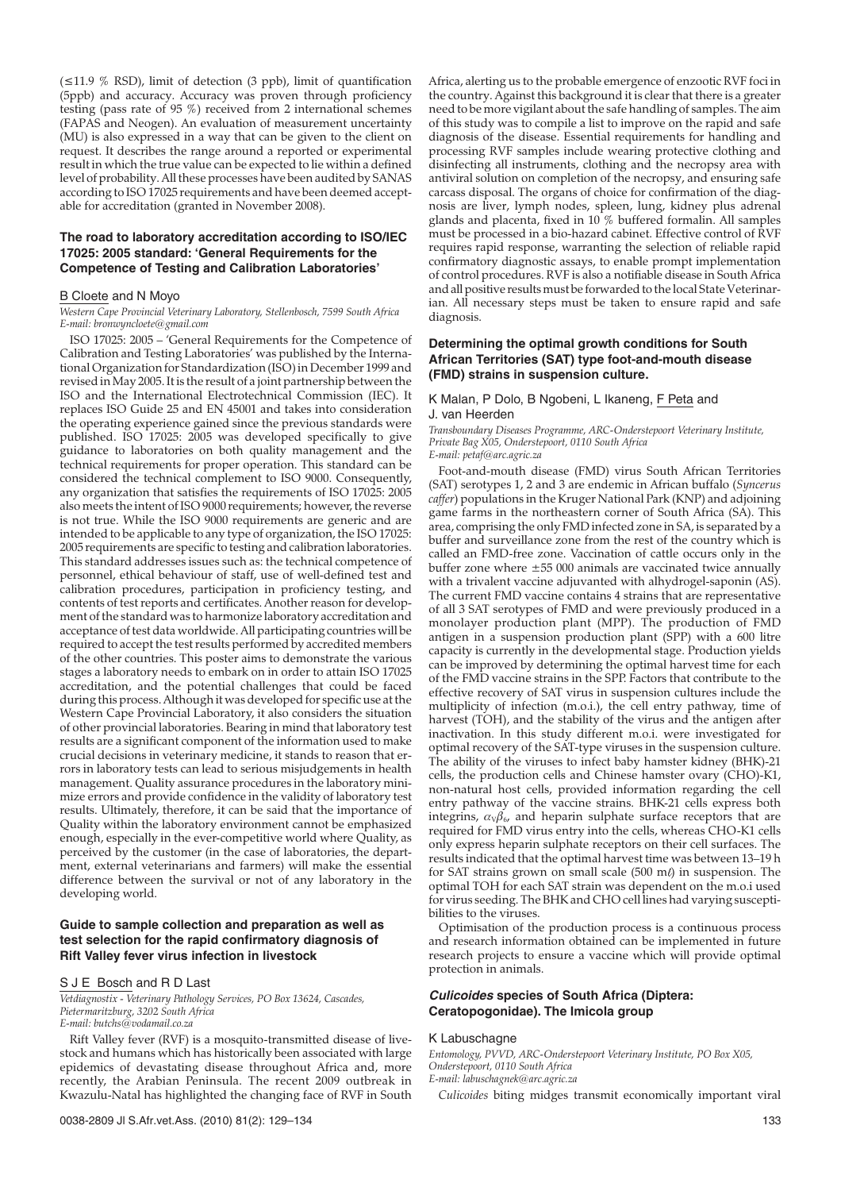(≤11.9 % RSD), limit of detection (3 ppb), limit of quantification (5ppb) and accuracy. Accuracy was proven through proficiency testing (pass rate of 95 %) received from 2 international schemes (FAPAS and Neogen). An evaluation of measurement uncertainty (MU) is also expressed in a way that can be given to the client on request. It describes the range around a reported or experimental result in which the true value can be expected to lie within a defined level of probability. All these processes have been audited by SANAS according to ISO 17025 requirements and have been deemed acceptable for accreditation (granted in November 2008).

### The road to laboratory accreditation according to ISO/IEC 17025: 2005 standard: 'General Requirements for the Competence of Testing and Calibration Laboratories'

B Cloete and N Moyo

*Western Cape Provincial Veterinary Laboratory, Stellenbosch, 7599 South Africa*
*E-mail: bronwyncloete@gmail.com*

ISO 17025: 2005 – 'General Requirements for the Competence of Calibration and Testing Laboratories' was published by the International Organization for Standardization (ISO) in December 1999 and revised in May 2005. It is the result of a joint partnership between the ISO and the International Electrotechnical Commission (IEC). It replaces ISO Guide 25 and EN 45001 and takes into consideration the operating experience gained since the previous standards were published. ISO 17025: 2005 was developed specifically to give guidance to laboratories on both quality management and the technical requirements for proper operation. This standard can be considered the technical complement to ISO 9000. Consequently, any organization that satisfies the requirements of ISO 17025: 2005 also meets the intent of ISO 9000 requirements; however, the reverse is not true. While the ISO 9000 requirements are generic and are intended to be applicable to any type of organization, the ISO 17025: 2005 requirements are specific to testing and calibration laboratories. This standard addresses issues such as: the technical competence of personnel, ethical behaviour of staff, use of well-defined test and calibration procedures, participation in proficiency testing, and contents of test reports and certificates. Another reason for development of the standard was to harmonize laboratory accreditation and acceptance of test data worldwide. All participating countries will be required to accept the test results performed by accredited members of the other countries. This poster aims to demonstrate the various stages a laboratory needs to embark on in order to attain ISO 17025 accreditation, and the potential challenges that could be faced during this process. Although it was developed for specific use at the Western Cape Provincial Laboratory, it also considers the situation of other provincial laboratories. Bearing in mind that laboratory test results are a significant component of the information used to make crucial decisions in veterinary medicine, it stands to reason that errors in laboratory tests can lead to serious misjudgements in health management. Quality assurance procedures in the laboratory minimize errors and provide confidence in the validity of laboratory test results. Ultimately, therefore, it can be said that the importance of Quality within the laboratory environment cannot be emphasized enough, especially in the ever-competitive world where Quality, as perceived by the customer (in the case of laboratories, the department, external veterinarians and farmers) will make the essential difference between the survival or not of any laboratory in the developing world.

### Guide to sample collection and preparation as well as test selection for the rapid confirmatory diagnosis of Rift Valley fever virus infection in livestock

S J E Bosch and R D Last

*Vetdiagnostix - Veterinary Pathology Services, PO Box 13624, Cascades, Pietermaritzburg, 3202 South Africa*
*E-mail: butchs@vodamail.co.za*

Rift Valley fever (RVF) is a mosquito-transmitted disease of livestock and humans which has historically been associated with large epidemics of devastating disease throughout Africa and, more recently, the Arabian Peninsula. The recent 2009 outbreak in Kwazulu-Natal has highlighted the changing face of RVF in South Africa, alerting us to the probable emergence of enzootic RVF foci in the country. Against this background it is clear that there is a greater need to be more vigilant about the safe handling of samples. The aim of this study was to compile a list to improve on the rapid and safe diagnosis of the disease. Essential requirements for handling and processing RVF samples include wearing protective clothing and disinfecting all instruments, clothing and the necropsy area with antiviral solution on completion of the necropsy, and ensuring safe carcass disposal. The organs of choice for confirmation of the diagnosis are liver, lymph nodes, spleen, lung, kidney plus adrenal glands and placenta, fixed in 10 % buffered formalin. All samples must be processed in a bio-hazard cabinet. Effective control of RVF requires rapid response, warranting the selection of reliable rapid confirmatory diagnostic assays, to enable prompt implementation of control procedures. RVF is also a notifiable disease in South Africa and all positive results must be forwarded to the local State Veterinarian. All necessary steps must be taken to ensure rapid and safe diagnosis.

### Determining the optimal growth conditions for South African Territories (SAT) type foot-and-mouth disease (FMD) strains in suspension culture.

K Malan, P Dolo, B Ngobeni, L Ikaneng, F Peta and J. van Heerden

*Transboundary Diseases Programme, ARC-Onderstepoort Veterinary Institute, Private Bag X05, Onderstepoort, 0110 South Africa*
*E-mail: petaf@arc.agric.za*

Foot-and-mouth disease (FMD) virus South African Territories (SAT) serotypes 1, 2 and 3 are endemic in African buffalo (*Syncerus caffer*) populations in the Kruger National Park (KNP) and adjoining game farms in the northeastern corner of South Africa (SA). This area, comprising the only FMD infected zone in SA, is separated by a buffer and surveillance zone from the rest of the country which is called an FMD-free zone. Vaccination of cattle occurs only in the buffer zone where ±55 000 animals are vaccinated twice annually with a trivalent vaccine adjuvanted with alhydrogel-saponin (AS). The current FMD vaccine contains 4 strains that are representative of all 3 SAT serotypes of FMD and were previously produced in a monolayer production plant (MPP). The production of FMD antigen in a suspension production plant (SPP) with a 600 litre capacity is currently in the developmental stage. Production yields can be improved by determining the optimal harvest time for each of the FMD vaccine strains in the SPP. Factors that contribute to the effective recovery of SAT virus in suspension cultures include the multiplicity of infection (m.o.i.), the cell entry pathway, time of harvest (TOH), and the stability of the virus and the antigen after inactivation. In this study different m.o.i. were investigated for optimal recovery of the SAT-type viruses in the suspension culture. The ability of the viruses to infect baby hamster kidney (BHK)-21 cells, the production cells and Chinese hamster ovary (CHO)-K1, non-natural host cells, provided information regarding the cell entry pathway of the vaccine strains. BHK-21 cells express both integrins, $\alpha_V\beta_6$, and heparin sulphate surface receptors that are required for FMD virus entry into the cells, whereas CHO-K1 cells only express heparin sulphate receptors on their cell surfaces. The results indicated that the optimal harvest time was between 13–19 h for SAT strains grown on small scale (500 mℓ) in suspension. The optimal TOH for each SAT strain was dependent on the m.o.i used for virus seeding. The BHK and CHO cell lines had varying susceptibilities to the viruses.

Optimisation of the production process is a continuous process and research information obtained can be implemented in future research projects to ensure a vaccine which will provide optimal protection in animals.

### *Culicoides* species of South Africa (Diptera: Ceratopogonidae). The Imicola group

K Labuschagne

*Entomology, PVVD, ARC-Onderstepoort Veterinary Institute, PO Box X05, Onderstepoort, 0110 South Africa*
*E-mail: labuschagnek@arc.agric.za*

*Culicoides* biting midges transmit economically important viral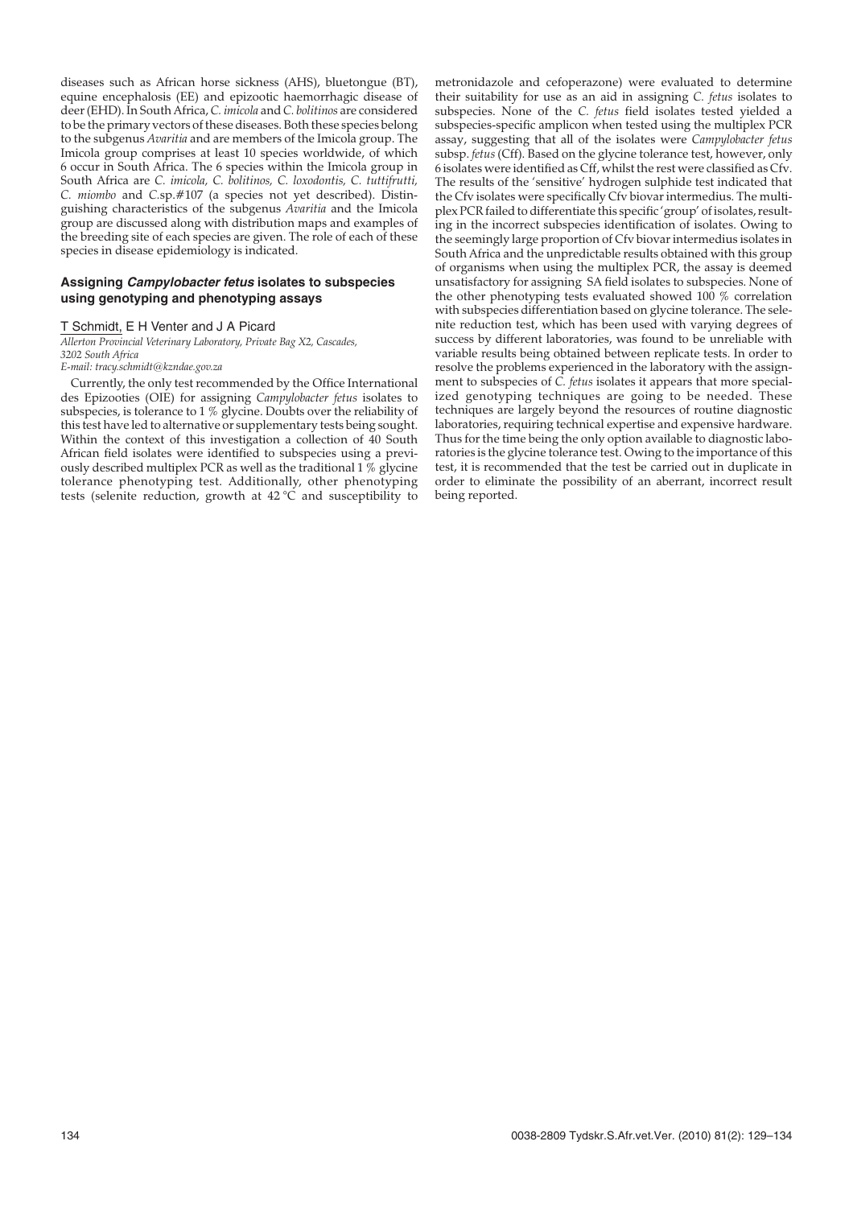diseases such as African horse sickness (AHS), bluetongue (BT), equine encephalosis (EE) and epizootic haemorrhagic disease of deer (EHD). In South Africa, *C. imicola* and *C. bolitinos* are considered to be the primary vectors of these diseases. Both these species belong to the subgenus *Avaritia* and are members of the Imicola group. The Imicola group comprises at least 10 species worldwide, of which 6 occur in South Africa. The 6 species within the Imicola group in South Africa are *C. imicola, C. bolitinos, C. loxodontis, C. tuttifrutti, C. miombo* and *C.*sp.#107 (a species not yet described). Distinguishing characteristics of the subgenus *Avaritia* and the Imicola group are discussed along with distribution maps and examples of the breeding site of each species are given. The role of each of these species in disease epidemiology is indicated.

### Assigning *Campylobacter fetus* isolates to subspecies using genotyping and phenotyping assays

T Schmidt, E H Venter and J A Picard

*Allerton Provincial Veterinary Laboratory, Private Bag X2, Cascades, 3202 South Africa*
*E-mail: tracy.schmidt@kzndae.gov.za*

Currently, the only test recommended by the Office International des Epizooties (OIE) for assigning *Campylobacter fetus* isolates to subspecies, is tolerance to 1 % glycine. Doubts over the reliability of this test have led to alternative or supplementary tests being sought. Within the context of this investigation a collection of 40 South African field isolates were identified to subspecies using a previously described multiplex PCR as well as the traditional 1 % glycine tolerance phenotyping test. Additionally, other phenotyping tests (selenite reduction, growth at 42 °C and susceptibility to metronidazole and cefoperazone) were evaluated to determine their suitability for use as an aid in assigning *C. fetus* isolates to subspecies. None of the *C. fetus* field isolates tested yielded a subspecies-specific amplicon when tested using the multiplex PCR assay, suggesting that all of the isolates were *Campylobacter fetus* subsp. *fetus* (Cff). Based on the glycine tolerance test, however, only 6 isolates were identified as Cff, whilst the rest were classified as Cfv. The results of the 'sensitive' hydrogen sulphide test indicated that the Cfv isolates were specifically Cfv biovar intermedius. The multiplex PCR failed to differentiate this specific 'group' of isolates, resulting in the incorrect subspecies identification of isolates. Owing to the seemingly large proportion of Cfv biovar intermedius isolates in South Africa and the unpredictable results obtained with this group of organisms when using the multiplex PCR, the assay is deemed unsatisfactory for assigning SA field isolates to subspecies. None of the other phenotyping tests evaluated showed 100 % correlation with subspecies differentiation based on glycine tolerance. The selenite reduction test, which has been used with varying degrees of success by different laboratories, was found to be unreliable with variable results being obtained between replicate tests. In order to resolve the problems experienced in the laboratory with the assignment to subspecies of *C. fetus* isolates it appears that more specialized genotyping techniques are going to be needed. These techniques are largely beyond the resources of routine diagnostic laboratories, requiring technical expertise and expensive hardware. Thus for the time being the only option available to diagnostic laboratories is the glycine tolerance test. Owing to the importance of this test, it is recommended that the test be carried out in duplicate in order to eliminate the possibility of an aberrant, incorrect result being reported.